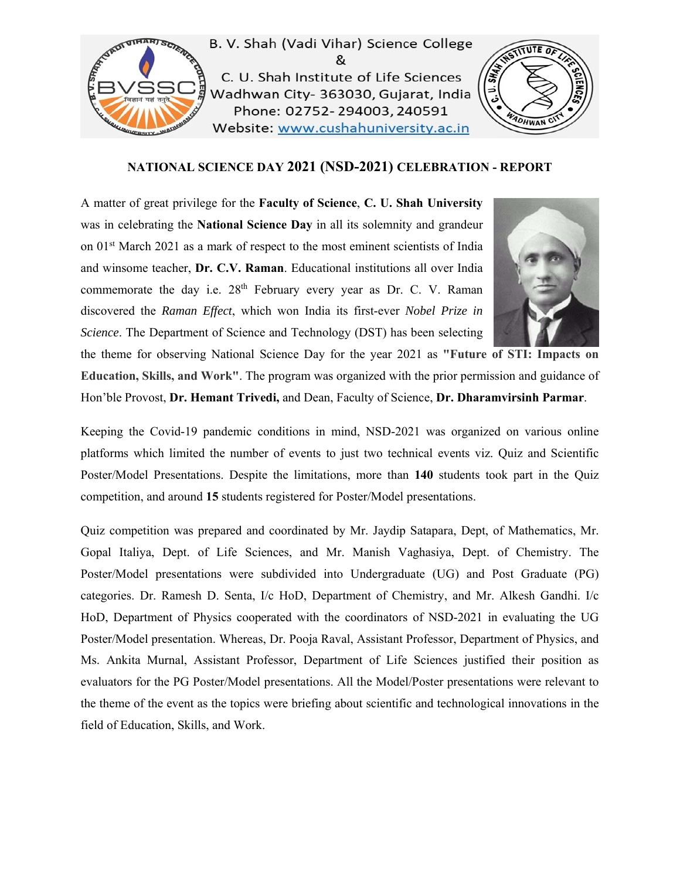B. V. Shah (Vadi Vihar) Science College
&
C. U. Shah Institute of Life Sciences
Wadhwan City- 363030, Gujarat, India
Phone: 02752- 294003, 240591
Website: www.cushahuniversity.ac.in

## NATIONAL SCIENCE DAY 2021 (NSD-2021) CELEBRATION - REPORT

A matter of great privilege for the **Faculty of Science**, **C. U. Shah University** was in celebrating the **National Science Day** in all its solemnity and grandeur on 01st March 2021 as a mark of respect to the most eminent scientists of India and winsome teacher, **Dr. C.V. Raman**. Educational institutions all over India commemorate the day i.e. 28th February every year as Dr. C. V. Raman discovered the *Raman Effect*, which won India its first-ever *Nobel Prize in Science*. The Department of Science and Technology (DST) has been selecting the theme for observing National Science Day for the year 2021 as **"Future of STI: Impacts on Education, Skills, and Work"**. The program was organized with the prior permission and guidance of Hon'ble Provost, **Dr. Hemant Trivedi,** and Dean, Faculty of Science, **Dr. Dharamvirsinh Parmar**.

Keeping the Covid-19 pandemic conditions in mind, NSD-2021 was organized on various online platforms which limited the number of events to just two technical events viz. Quiz and Scientific Poster/Model Presentations. Despite the limitations, more than **140** students took part in the Quiz competition, and around **15** students registered for Poster/Model presentations.

Quiz competition was prepared and coordinated by Mr. Jaydip Satapara, Dept, of Mathematics, Mr. Gopal Italiya, Dept. of Life Sciences, and Mr. Manish Vaghasiya, Dept. of Chemistry. The Poster/Model presentations were subdivided into Undergraduate (UG) and Post Graduate (PG) categories. Dr. Ramesh D. Senta, I/c HoD, Department of Chemistry, and Mr. Alkesh Gandhi. I/c HoD, Department of Physics cooperated with the coordinators of NSD-2021 in evaluating the UG Poster/Model presentation. Whereas, Dr. Pooja Raval, Assistant Professor, Department of Physics, and Ms. Ankita Murnal, Assistant Professor, Department of Life Sciences justified their position as evaluators for the PG Poster/Model presentations. All the Model/Poster presentations were relevant to the theme of the event as the topics were briefing about scientific and technological innovations in the field of Education, Skills, and Work.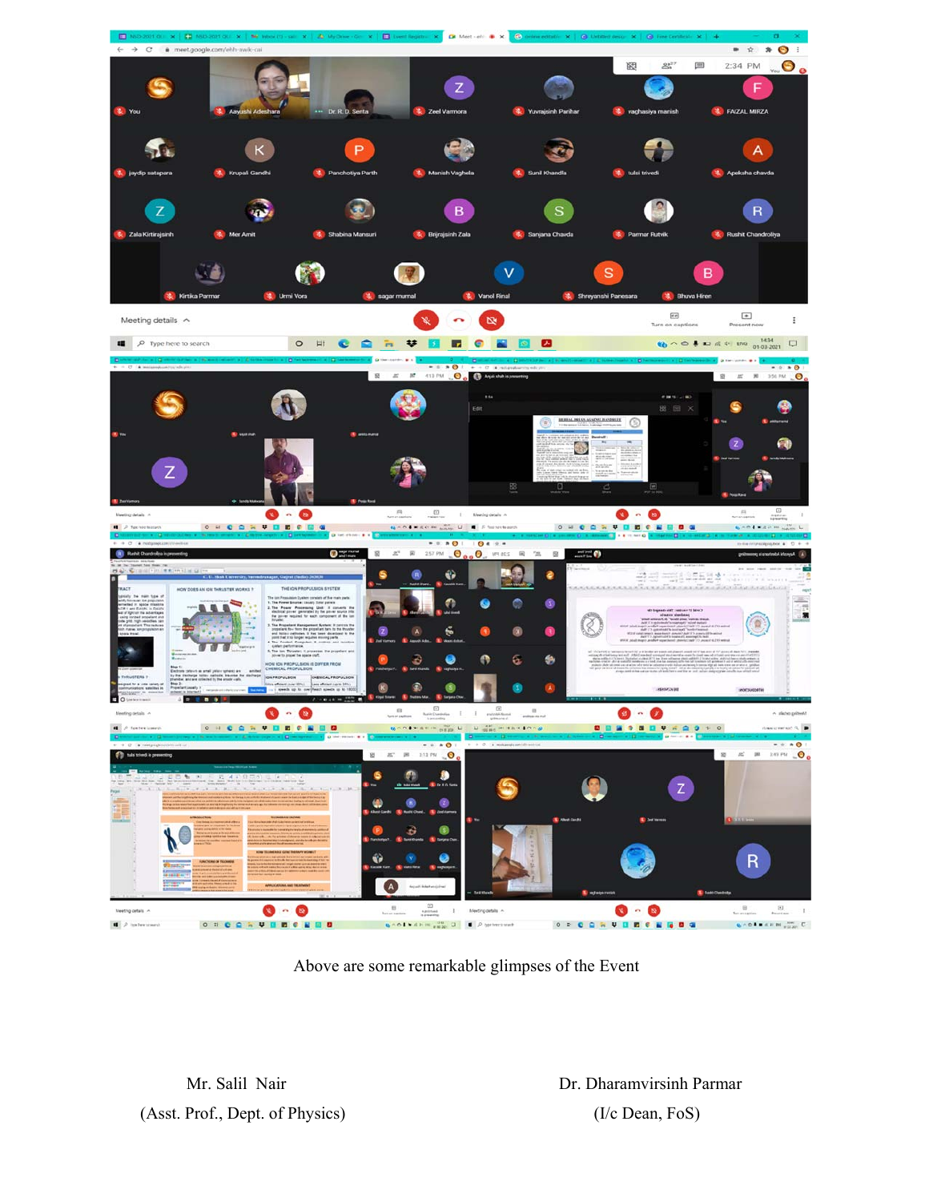Above are some remarkable glimpses of the Event

Mr. Salil Nair

(Asst. Prof., Dept. of Physics)

Dr. Dharamvirsinh Parmar

(I/c Dean, FoS)